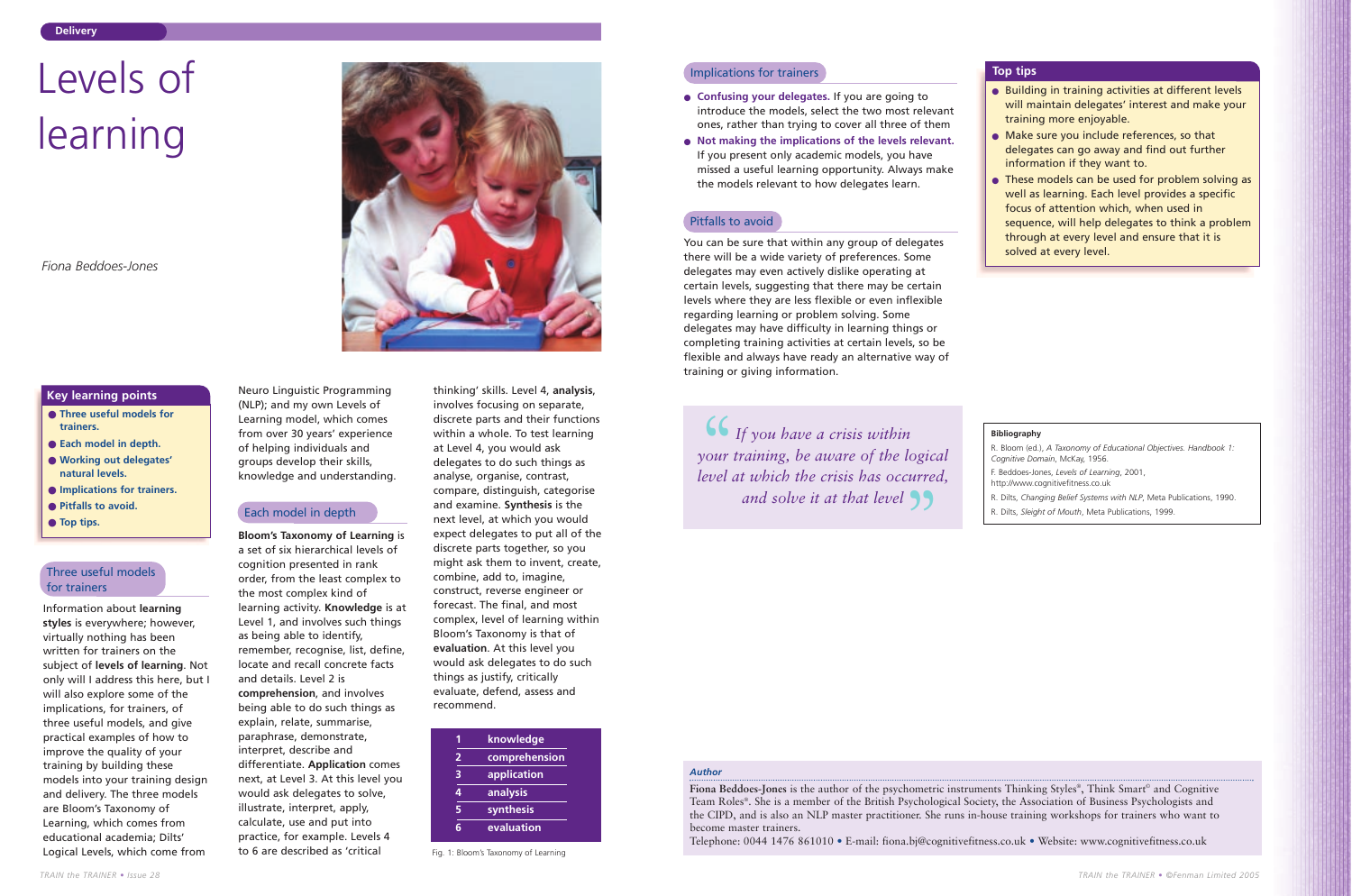Delivery

# Levels of learning

*Fiona Beddoes-Jones*

## Key learning points

- Three useful models for trainers.
- Each model in depth.
- Working out delegates' natural levels.
- Implications for trainers.
- Pitfalls to avoid.
- Top tips.

## Three useful models for trainers

Information about **learning styles** is everywhere; however, virtually nothing has been written for trainers on the subject of **levels of learning**. Not only will I address this here, but I will also explore some of the implications, for trainers, of three useful models, and give practical examples of how to improve the quality of your training by building these models into your training design and delivery. The three models are Bloom's Taxonomy of Learning, which comes from educational academia; Dilts' Logical Levels, which come from Neuro Linguistic Programming (NLP); and my own Levels of Learning model, which comes from over 30 years' experience of helping individuals and groups develop their skills, knowledge and understanding.

## Each model in depth

**Bloom's Taxonomy of Learning** is a set of six hierarchical levels of cognition presented in rank order, from the least complex to the most complex kind of learning activity. **Knowledge** is at Level 1, and involves such things as being able to identify, remember, recognise, list, define, locate and recall concrete facts and details. Level 2 is **comprehension**, and involves being able to do such things as explain, relate, summarise, paraphrase, demonstrate, interpret, describe and differentiate. **Application** comes next, at Level 3. At this level you would ask delegates to solve, illustrate, interpret, apply, calculate, use and put into practice, for example. Levels 4 to 6 are described as 'critical thinking' skills. Level 4, **analysis**, involves focusing on separate, discrete parts and their functions within a whole. To test learning at Level 4, you would ask delegates to do such things as analyse, organise, contrast, compare, distinguish, categorise and examine. **Synthesis** is the next level, at which you would expect delegates to put all of the discrete parts together, so you might ask them to invent, create, combine, add to, imagine, construct, reverse engineer or forecast. The final, and most complex, level of learning within Bloom's Taxonomy is that of **evaluation**. At this level you would ask delegates to do such things as justify, critically evaluate, defend, assess and recommend.

| | |
|---|---|
| 1 | knowledge |
| 2 | comprehension |
| 3 | application |
| 4 | analysis |
| 5 | synthesis |
| 6 | evaluation |

Fig. 1: Bloom's Taxonomy of Learning

## Implications for trainers

- **Confusing your delegates.** If you are going to introduce the models, select the two most relevant ones, rather than trying to cover all three of them
- **Not making the implications of the levels relevant.** If you present only academic models, you have missed a useful learning opportunity. Always make the models relevant to how delegates learn.

## Pitfalls to avoid

You can be sure that within any group of delegates there will be a wide variety of preferences. Some delegates may even actively dislike operating at certain levels, suggesting that there may be certain levels where they are less flexible or even inflexible regarding learning or problem solving. Some delegates may have difficulty in learning things or completing training activities at certain levels, so be flexible and always have ready an alternative way of training or giving information.

> *If you have a crisis within your training, be aware of the logical level at which the crisis has occurred, and solve it at that level*

## Top tips

- Building in training activities at different levels will maintain delegates' interest and make your training more enjoyable.
- Make sure you include references, so that delegates can go away and find out further information if they want to.
- These models can be used for problem solving as well as learning. Each level provides a specific focus of attention which, when used in sequence, will help delegates to think a problem through at every level and ensure that it is solved at every level.

### Bibliography

R. Bloom (ed.), *A Taxonomy of Educational Objectives. Handbook 1: Cognitive Domain*, McKay, 1956.

F. Beddoes-Jones, *Levels of Learning*, 2001, http://www.cognitivefitness.co.uk

R. Dilts, *Changing Belief Systems with NLP*, Meta Publications, 1990.

R. Dilts, *Sleight of Mouth*, Meta Publications, 1999.

### *Author*

**Fiona Beddoes-Jones** is the author of the psychometric instruments Thinking Styles®, Think Smart© and Cognitive Team Roles®. She is a member of the British Psychological Society, the Association of Business Psychologists and the CIPD, and is also an NLP master practitioner. She runs in-house training workshops for trainers who want to become master trainers.

Telephone: 0044 1476 861010 • E-mail: fiona.bj@cognitivefitness.co.uk • Website: www.cognitivefitness.co.uk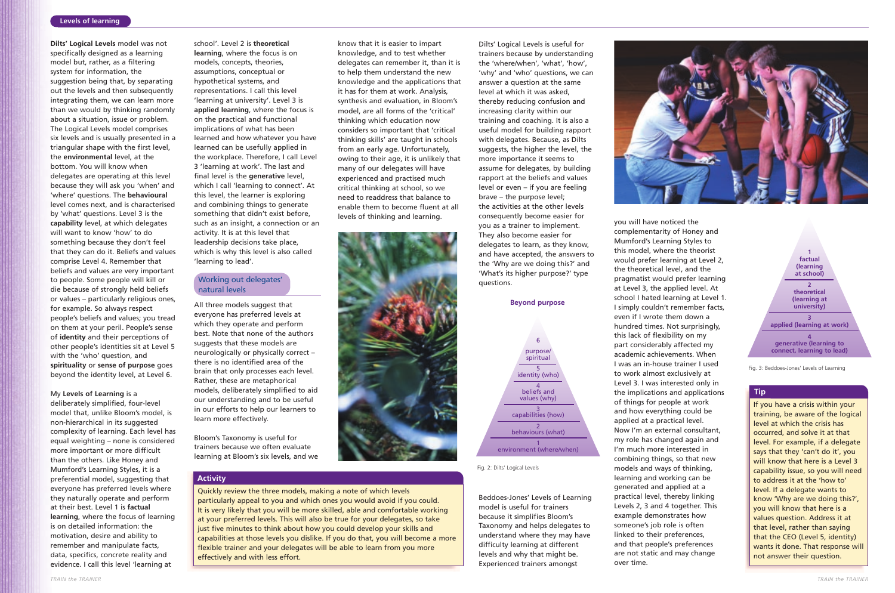## Levels of learning

**Dilts' Logical Levels** model was not specifically designed as a learning model but, rather, as a filtering system for information, the suggestion being that, by separating out the levels and then subsequently integrating them, we can learn more than we would by thinking randomly about a situation, issue or problem. The Logical Levels model comprises six levels and is usually presented in a triangular shape with the first level, the **environmental** level, at the bottom. You will know when delegates are operating at this level because they will ask you 'when' and 'where' questions. The **behavioural** level comes next, and is characterised by 'what' questions. Level 3 is the **capability** level, at which delegates will want to know 'how' to do something because they don't feel that they can do it. Beliefs and values comprise Level 4. Remember that beliefs and values are very important to people. Some people will kill or die because of strongly held beliefs or values – particularly religious ones, for example. So always respect people's beliefs and values; you tread on them at your peril. People's sense of **identity** and their perceptions of other people's identities sit at Level 5 with the 'who' question, and **spirituality** or **sense of purpose** goes beyond the identity level, at Level 6.

My **Levels of Learning** is a deliberately simplified, four-level model that, unlike Bloom's model, is non-hierarchical in its suggested complexity of learning. Each level has equal weighting – none is considered more important or more difficult than the others. Like Honey and Mumford's Learning Styles, it is a preferential model, suggesting that everyone has preferred levels where they naturally operate and perform at their best. Level 1 is **factual learning**, where the focus of learning is on detailed information: the motivation, desire and ability to remember and manipulate facts, data, specifics, concrete reality and evidence. I call this level 'learning at school'. Level 2 is **theoretical learning**, where the focus is on models, concepts, theories, assumptions, conceptual or hypothetical systems, and representations. I call this level 'learning at university'. Level 3 is **applied learning**, where the focus is on the practical and functional implications of what has been learned and how whatever you have learned can be usefully applied in the workplace. Therefore, I call Level 3 'learning at work'. The last and final level is the **generative** level, which I call 'learning to connect'. At this level, the learner is exploring and combining things to generate something that didn't exist before, such as an insight, a connection or an activity. It is at this level that leadership decisions take place, which is why this level is also called 'learning to lead'.

### Working out delegates' natural levels

All three models suggest that everyone has preferred levels at which they operate and perform best. Note that none of the authors suggests that these models are neurologically or physically correct – there is no identified area of the brain that only processes each level. Rather, these are metaphorical models, deliberately simplified to aid our understanding and to be useful in our efforts to help our learners to learn more effectively.

Bloom's Taxonomy is useful for trainers because we often evaluate learning at Bloom's six levels, and we know that it is easier to impart knowledge, and to test whether delegates can remember it, than it is to help them understand the new knowledge and the applications that it has for them at work. Analysis, synthesis and evaluation, in Bloom's model, are all forms of the 'critical' thinking which education now considers so important that 'critical thinking skills' are taught in schools from an early age. Unfortunately, owing to their age, it is unlikely that many of our delegates will have experienced and practised much critical thinking at school, so we need to readdress that balance to enable them to become fluent at all levels of thinking and learning.

Dilts' Logical Levels is useful for trainers because by understanding the 'where/when', 'what', 'how', 'why' and 'who' questions, we can answer a question at the same level at which it was asked, thereby reducing confusion and increasing clarity within our training and coaching. It is also a useful model for building rapport with delegates. Because, as Dilts suggests, the higher the level, the more importance it seems to assume for delegates, by building rapport at the beliefs and values level or even – if you are feeling brave – the purpose level; the activities at the other levels consequently become easier for you as a trainer to implement. They also become easier for delegates to learn, as they know, and have accepted, the answers to the 'Why are we doing this?' and 'What's its higher purpose?' type questions.

**Beyond purpose**

6
purpose/
spiritual

5
identity (who)

4
beliefs and
values (why)

3
capabilities (how)

2
behaviours (what)

1
environment (where/when)

Fig. 2: Dilts' Logical Levels

Beddoes-Jones' Levels of Learning model is useful for trainers because it simplifies Bloom's Taxonomy and helps delegates to understand where they may have difficulty learning at different levels and why that might be. Experienced trainers amongst you will have noticed the complementarity of Honey and Mumford's Learning Styles to this model, where the theorist would prefer learning at Level 2, the theoretical level, and the pragmatist would prefer learning at Level 3, the applied level. At school I hated learning at Level 1. I simply couldn't remember facts, even if I wrote them down a hundred times. Not surprisingly, this lack of flexibility on my part considerably affected my academic achievements. When I was an in-house trainer I used to work almost exclusively at Level 3. I was interested only in the implications and applications of things for people at work and how everything could be applied at a practical level. Now I'm an external consultant, my role has changed again and I'm much more interested in combining things, so that new models and ways of thinking, learning and working can be generated and applied at a practical level, thereby linking Levels 2, 3 and 4 together. This example demonstrates how someone's job role is often linked to their preferences, and that people's preferences are not static and may change over time.

1
factual
(learning
at school)

2
theoretical
(learning at
university)

3
applied (learning at work)

4
generative (learning to
connect, learning to lead)

Fig. 3: Beddoes-Jones' Levels of Learning

### Activity

Quickly review the three models, making a note of which levels particularly appeal to you and which ones you would avoid if you could. It is very likely that you will be more skilled, able and comfortable working at your preferred levels. This will also be true for your delegates, so take just five minutes to think about how you could develop your skills and capabilities at those levels you dislike. If you do that, you will become a more flexible trainer and your delegates will be able to learn from you more effectively and with less effort.

### Tip

If you have a crisis within your training, be aware of the logical level at which the crisis has occurred, and solve it at that level. For example, if a delegate says that they 'can't do it', you will know that here is a Level 3 capability issue, so you will need to address it at the 'how to' level. If a delegate wants to know 'Why are we doing this?', you will know that here is a values question. Address it at that level, rather than saying that the CEO (Level 5, identity) wants it done. That response will not answer their question.